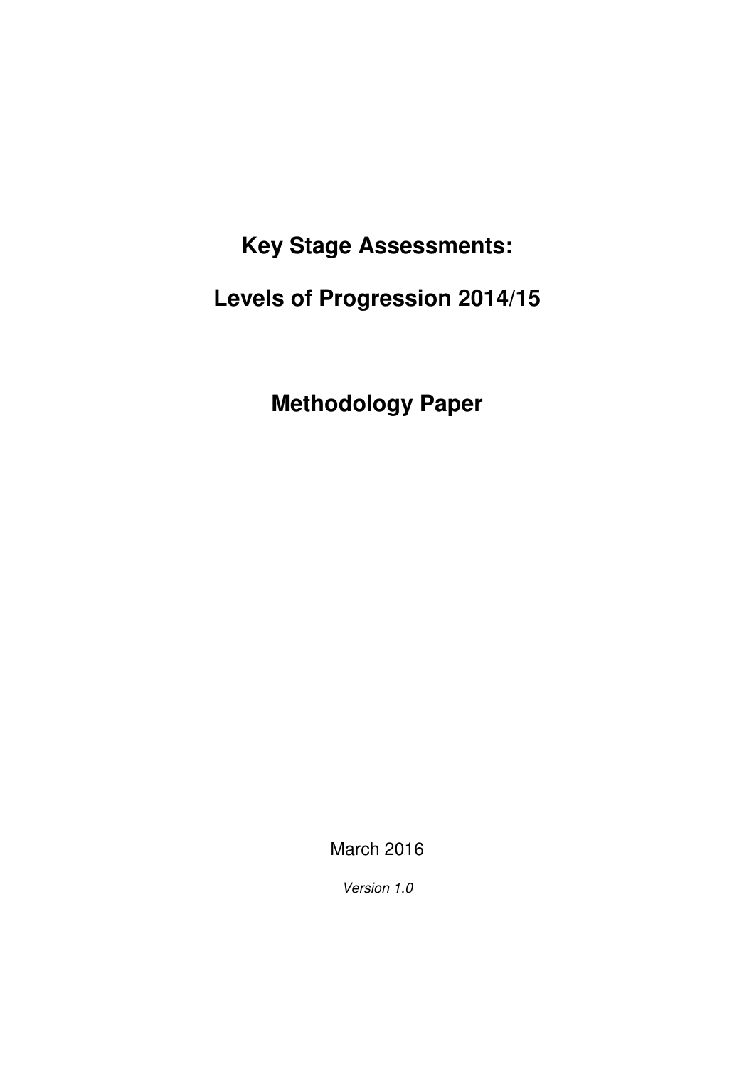# Key Stage Assessments:

# Levels of Progression 2014/15

# Methodology Paper

March 2016

*Version 1.0*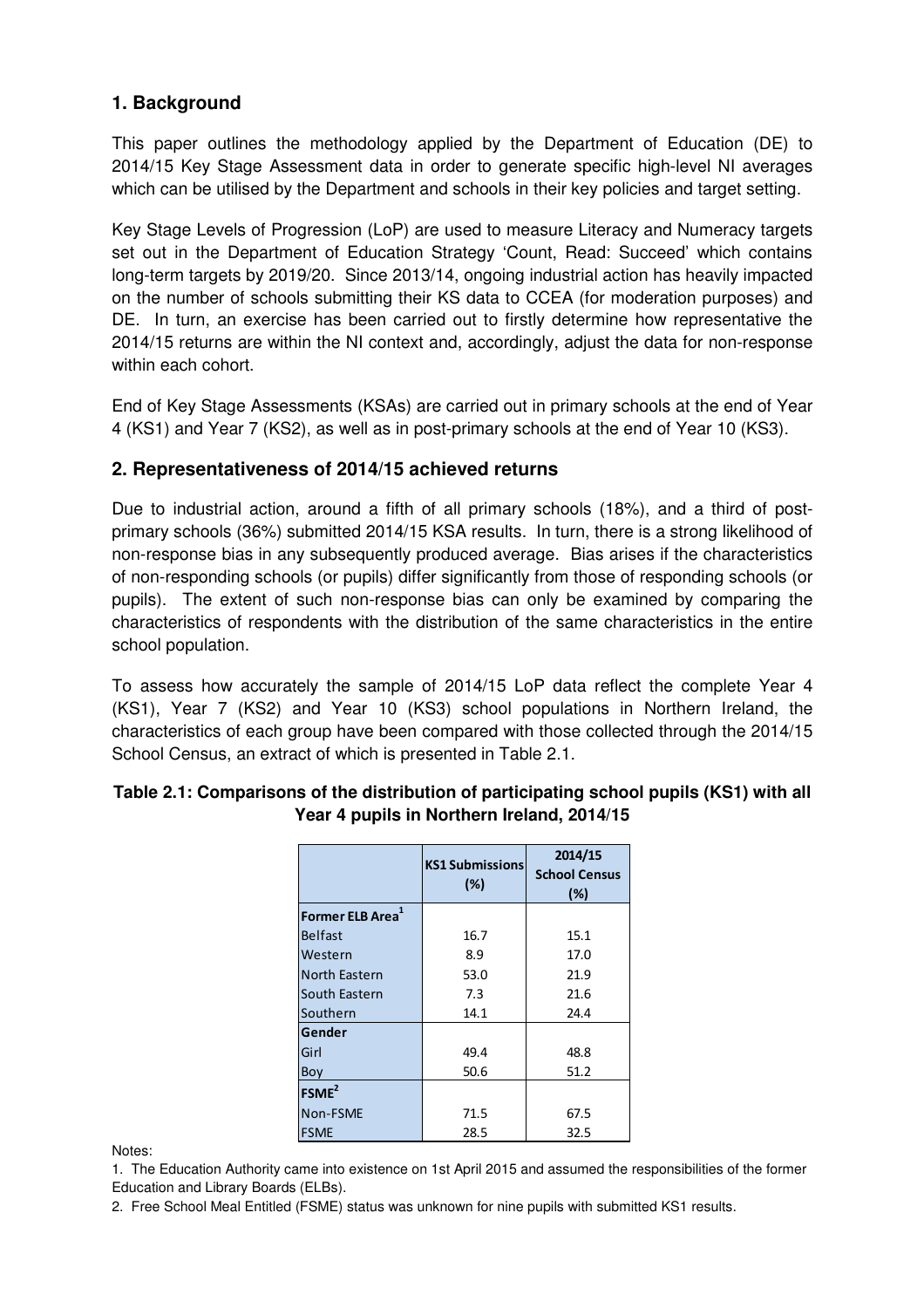## 1. Background

This paper outlines the methodology applied by the Department of Education (DE) to 2014/15 Key Stage Assessment data in order to generate specific high-level NI averages which can be utilised by the Department and schools in their key policies and target setting.

Key Stage Levels of Progression (LoP) are used to measure Literacy and Numeracy targets set out in the Department of Education Strategy 'Count, Read: Succeed' which contains long-term targets by 2019/20. Since 2013/14, ongoing industrial action has heavily impacted on the number of schools submitting their KS data to CCEA (for moderation purposes) and DE. In turn, an exercise has been carried out to firstly determine how representative the 2014/15 returns are within the NI context and, accordingly, adjust the data for non-response within each cohort.

End of Key Stage Assessments (KSAs) are carried out in primary schools at the end of Year 4 (KS1) and Year 7 (KS2), as well as in post-primary schools at the end of Year 10 (KS3).

## 2. Representativeness of 2014/15 achieved returns

Due to industrial action, around a fifth of all primary schools (18%), and a third of post-primary schools (36%) submitted 2014/15 KSA results. In turn, there is a strong likelihood of non-response bias in any subsequently produced average. Bias arises if the characteristics of non-responding schools (or pupils) differ significantly from those of responding schools (or pupils). The extent of such non-response bias can only be examined by comparing the characteristics of respondents with the distribution of the same characteristics in the entire school population.

To assess how accurately the sample of 2014/15 LoP data reflect the complete Year 4 (KS1), Year 7 (KS2) and Year 10 (KS3) school populations in Northern Ireland, the characteristics of each group have been compared with those collected through the 2014/15 School Census, an extract of which is presented in Table 2.1.

**Table 2.1: Comparisons of the distribution of participating school pupils (KS1) with all Year 4 pupils in Northern Ireland, 2014/15**

| | KS1 Submissions (%) | 2014/15 School Census (%) |
|---|---|---|
| **Former ELB Area[1]** | | |
| Belfast | 16.7 | 15.1 |
| Western | 8.9 | 17.0 |
| North Eastern | 53.0 | 21.9 |
| South Eastern | 7.3 | 21.6 |
| Southern | 14.1 | 24.4 |
| **Gender** | | |
| Girl | 49.4 | 48.8 |
| Boy | 50.6 | 51.2 |
| **FSME[2]** | | |
| Non-FSME | 71.5 | 67.5 |
| FSME | 28.5 | 32.5 |

Notes:

1. The Education Authority came into existence on 1st April 2015 and assumed the responsibilities of the former Education and Library Boards (ELBs).

2. Free School Meal Entitled (FSME) status was unknown for nine pupils with submitted KS1 results.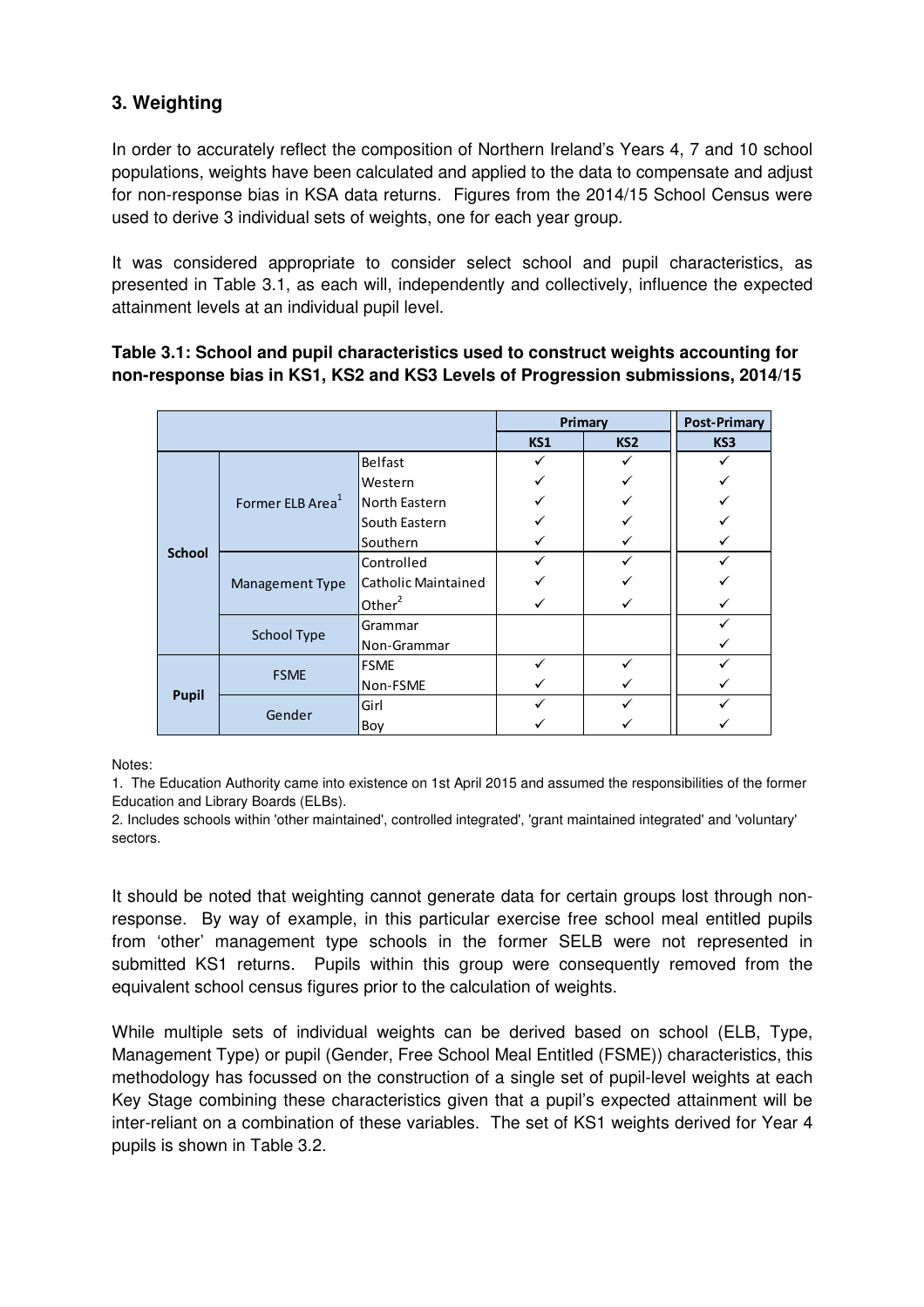## 3. Weighting

In order to accurately reflect the composition of Northern Ireland's Years 4, 7 and 10 school populations, weights have been calculated and applied to the data to compensate and adjust for non-response bias in KSA data returns. Figures from the 2014/15 School Census were used to derive 3 individual sets of weights, one for each year group.

It was considered appropriate to consider select school and pupil characteristics, as presented in Table 3.1, as each will, independently and collectively, influence the expected attainment levels at an individual pupil level.

**Table 3.1: School and pupil characteristics used to construct weights accounting for non-response bias in KS1, KS2 and KS3 Levels of Progression submissions, 2014/15**

| | | | Primary | | Post-Primary |
|---|---|---|---|---|---|
| | | | KS1 | KS2 | KS3 |
| School | Former ELB Area[1] | Belfast | ✓ | ✓ | ✓ |
| | | Western | ✓ | ✓ | ✓ |
| | | North Eastern | ✓ | ✓ | ✓ |
| | | South Eastern | ✓ | ✓ | ✓ |
| | | Southern | ✓ | ✓ | ✓ |
| | Management Type | Controlled | ✓ | ✓ | ✓ |
| | | Catholic Maintained | ✓ | ✓ | ✓ |
| | | Other[2] | ✓ | ✓ | ✓ |
| | School Type | Grammar | | | ✓ |
| | | Non-Grammar | | | ✓ |
| Pupil | FSME | FSME | ✓ | ✓ | ✓ |
| | | Non-FSME | ✓ | ✓ | ✓ |
| | Gender | Girl | ✓ | ✓ | ✓ |
| | | Boy | ✓ | ✓ | ✓ |

Notes:

1. The Education Authority came into existence on 1st April 2015 and assumed the responsibilities of the former Education and Library Boards (ELBs).
2. Includes schools within 'other maintained', controlled integrated', 'grant maintained integrated' and 'voluntary' sectors.

It should be noted that weighting cannot generate data for certain groups lost through non-response. By way of example, in this particular exercise free school meal entitled pupils from 'other' management type schools in the former SELB were not represented in submitted KS1 returns. Pupils within this group were consequently removed from the equivalent school census figures prior to the calculation of weights.

While multiple sets of individual weights can be derived based on school (ELB, Type, Management Type) or pupil (Gender, Free School Meal Entitled (FSME)) characteristics, this methodology has focussed on the construction of a single set of pupil-level weights at each Key Stage combining these characteristics given that a pupil's expected attainment will be inter-reliant on a combination of these variables. The set of KS1 weights derived for Year 4 pupils is shown in Table 3.2.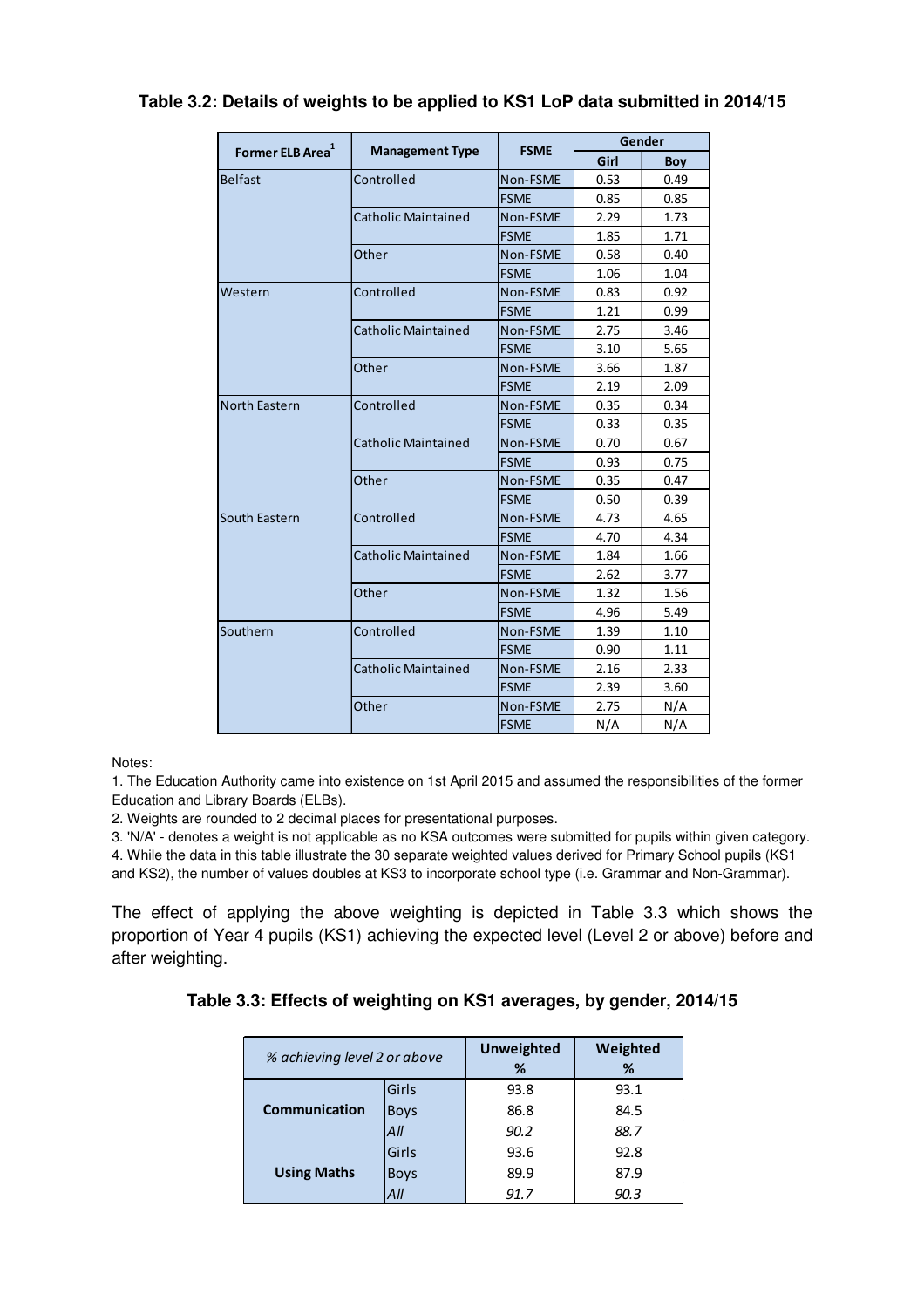**Table 3.2: Details of weights to be applied to KS1 LoP data submitted in 2014/15**

| Former ELB Area[1] | Management Type | FSME | Gender | |
|---|---|---|---|---|
| | | | Girl | Boy |
| Belfast | Controlled | Non-FSME | 0.53 | 0.49 |
| | | FSME | 0.85 | 0.85 |
| | Catholic Maintained | Non-FSME | 2.29 | 1.73 |
| | | FSME | 1.85 | 1.71 |
| | Other | Non-FSME | 0.58 | 0.40 |
| | | FSME | 1.06 | 1.04 |
| Western | Controlled | Non-FSME | 0.83 | 0.92 |
| | | FSME | 1.21 | 0.99 |
| | Catholic Maintained | Non-FSME | 2.75 | 3.46 |
| | | FSME | 3.10 | 5.65 |
| | Other | Non-FSME | 3.66 | 1.87 |
| | | FSME | 2.19 | 2.09 |
| North Eastern | Controlled | Non-FSME | 0.35 | 0.34 |
| | | FSME | 0.33 | 0.35 |
| | Catholic Maintained | Non-FSME | 0.70 | 0.67 |
| | | FSME | 0.93 | 0.75 |
| | Other | Non-FSME | 0.35 | 0.47 |
| | | FSME | 0.50 | 0.39 |
| South Eastern | Controlled | Non-FSME | 4.73 | 4.65 |
| | | FSME | 4.70 | 4.34 |
| | Catholic Maintained | Non-FSME | 1.84 | 1.66 |
| | | FSME | 2.62 | 3.77 |
| | Other | Non-FSME | 1.32 | 1.56 |
| | | FSME | 4.96 | 5.49 |
| Southern | Controlled | Non-FSME | 1.39 | 1.10 |
| | | FSME | 0.90 | 1.11 |
| | Catholic Maintained | Non-FSME | 2.16 | 2.33 |
| | | FSME | 2.39 | 3.60 |
| | Other | Non-FSME | 2.75 | N/A |
| | | FSME | N/A | N/A |

Notes:

1. The Education Authority came into existence on 1st April 2015 and assumed the responsibilities of the former Education and Library Boards (ELBs).
2. Weights are rounded to 2 decimal places for presentational purposes.
3. 'N/A' - denotes a weight is not applicable as no KSA outcomes were submitted for pupils within given category.
4. While the data in this table illustrate the 30 separate weighted values derived for Primary School pupils (KS1 and KS2), the number of values doubles at KS3 to incorporate school type (i.e. Grammar and Non-Grammar).

The effect of applying the above weighting is depicted in Table 3.3 which shows the proportion of Year 4 pupils (KS1) achieving the expected level (Level 2 or above) before and after weighting.

**Table 3.3: Effects of weighting on KS1 averages, by gender, 2014/15**

| *% achieving level 2 or above* | | Unweighted % | Weighted % |
|---|---|---|---|
| **Communication** | Girls | 93.8 | 93.1 |
| | Boys | 86.8 | 84.5 |
| | *All* | *90.2* | *88.7* |
| **Using Maths** | Girls | 93.6 | 92.8 |
| | Boys | 89.9 | 87.9 |
| | *All* | *91.7* | *90.3* |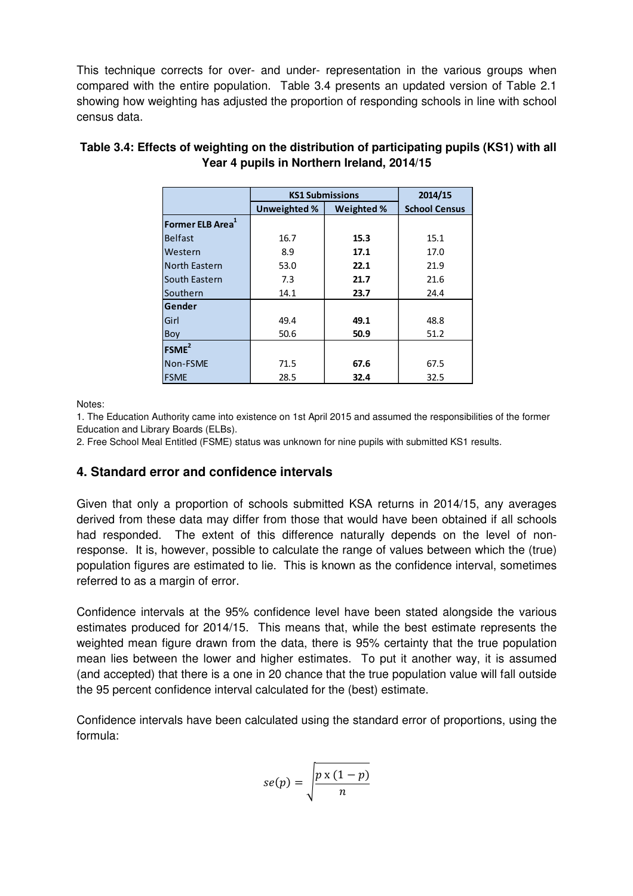This technique corrects for over- and under- representation in the various groups when compared with the entire population. Table 3.4 presents an updated version of Table 2.1 showing how weighting has adjusted the proportion of responding schools in line with school census data.

**Table 3.4: Effects of weighting on the distribution of participating pupils (KS1) with all Year 4 pupils in Northern Ireland, 2014/15**

| | KS1 Submissions | | 2014/15 |
|---|---|---|---|
| | Unweighted % | Weighted % | School Census |
| **Former ELB Area[1]** | | | |
| Belfast | 16.7 | **15.3** | 15.1 |
| Western | 8.9 | **17.1** | 17.0 |
| North Eastern | 53.0 | **22.1** | 21.9 |
| South Eastern | 7.3 | **21.7** | 21.6 |
| Southern | 14.1 | **23.7** | 24.4 |
| **Gender** | | | |
| Girl | 49.4 | **49.1** | 48.8 |
| Boy | 50.6 | **50.9** | 51.2 |
| **FSME[2]** | | | |
| Non-FSME | 71.5 | **67.6** | 67.5 |
| FSME | 28.5 | **32.4** | 32.5 |

Notes:

1. The Education Authority came into existence on 1st April 2015 and assumed the responsibilities of the former Education and Library Boards (ELBs).
2. Free School Meal Entitled (FSME) status was unknown for nine pupils with submitted KS1 results.

## 4. Standard error and confidence intervals

Given that only a proportion of schools submitted KSA returns in 2014/15, any averages derived from these data may differ from those that would have been obtained if all schools had responded. The extent of this difference naturally depends on the level of non-response. It is, however, possible to calculate the range of values between which the (true) population figures are estimated to lie. This is known as the confidence interval, sometimes referred to as a margin of error.

Confidence intervals at the 95% confidence level have been stated alongside the various estimates produced for 2014/15. This means that, while the best estimate represents the weighted mean figure drawn from the data, there is 95% certainty that the true population mean lies between the lower and higher estimates. To put it another way, it is assumed (and accepted) that there is a one in 20 chance that the true population value will fall outside the 95 percent confidence interval calculated for the (best) estimate.

Confidence intervals have been calculated using the standard error of proportions, using the formula:

$$se(p) = \sqrt{\frac{p \times (1-p)}{n}}$$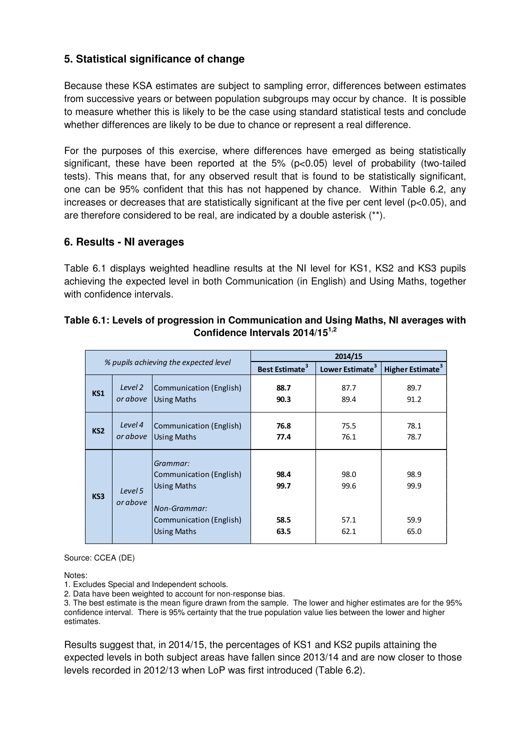## 5. Statistical significance of change

Because these KSA estimates are subject to sampling error, differences between estimates from successive years or between population subgroups may occur by chance. It is possible to measure whether this is likely to be the case using standard statistical tests and conclude whether differences are likely to be due to chance or represent a real difference.

For the purposes of this exercise, where differences have emerged as being statistically significant, these have been reported at the 5% ($p<0.05$) level of probability (two-tailed tests). This means that, for any observed result that is found to be statistically significant, one can be 95% confident that this has not happened by chance. Within Table 6.2, any increases or decreases that are statistically significant at the five per cent level ($p<0.05$), and are therefore considered to be real, are indicated by a double asterisk (**).

## 6. Results - NI averages

Table 6.1 displays weighted headline results at the NI level for KS1, KS2 and KS3 pupils achieving the expected level in both Communication (in English) and Using Maths, together with confidence intervals.

**Table 6.1: Levels of progression in Communication and Using Maths, NI averages with Confidence Intervals 2014/15[1,2]**

| *% pupils achieving the expected level* | | | 2014/15 | | |
|---|---|---|---|---|---|
| | | | **Best Estimate[3]** | **Lower Estimate[3]** | **Higher Estimate[3]** |
| **KS1** | *Level 2 or above* | Communication (English) | **88.7** | 87.7 | 89.7 |
| | | Using Maths | **90.3** | 89.4 | 91.2 |
| **KS2** | *Level 4 or above* | Communication (English) | **76.8** | 75.5 | 78.1 |
| | | Using Maths | **77.4** | 76.1 | 78.7 |
| **KS3** | *Level 5 or above* | *Grammar:* | | | |
| | | Communication (English) | **98.4** | 98.0 | 98.9 |
| | | Using Maths | **99.7** | 99.6 | 99.9 |
| | | *Non-Grammar:* | | | |
| | | Communication (English) | **58.5** | 57.1 | 59.9 |
| | | Using Maths | **63.5** | 62.1 | 65.0 |

Source: CCEA (DE)

Notes:
1. Excludes Special and Independent schools.
2. Data have been weighted to account for non-response bias.
3. The best estimate is the mean figure drawn from the sample. The lower and higher estimates are for the 95% confidence interval. There is 95% certainty that the true population value lies between the lower and higher estimates.

Results suggest that, in 2014/15, the percentages of KS1 and KS2 pupils attaining the expected levels in both subject areas have fallen since 2013/14 and are now closer to those levels recorded in 2012/13 when LoP was first introduced (Table 6.2).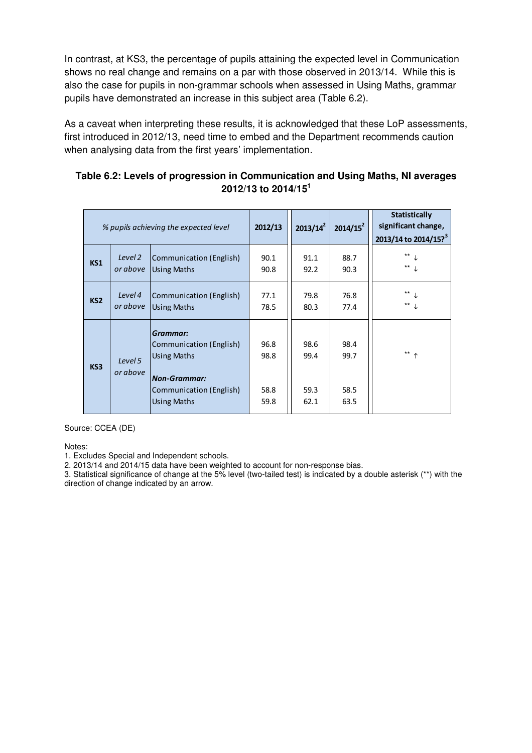In contrast, at KS3, the percentage of pupils attaining the expected level in Communication shows no real change and remains on a par with those observed in 2013/14. While this is also the case for pupils in non-grammar schools when assessed in Using Maths, grammar pupils have demonstrated an increase in this subject area (Table 6.2).

As a caveat when interpreting these results, it is acknowledged that these LoP assessments, first introduced in 2012/13, need time to embed and the Department recommends caution when analysing data from the first years' implementation.

**Table 6.2: Levels of progression in Communication and Using Maths, NI averages 2012/13 to 2014/15[1]**

| *% pupils achieving the expected level* | | | 2012/13 | 2013/14[2] | 2014/15[2] | Statistically significant change, 2013/14 to 2014/15?[3] |
|---|---|---|---|---|---|---|
| **KS1** | *Level 2 or above* | Communication (English) | 90.1 | 91.1 | 88.7 | ** ↓ |
| | | Using Maths | 90.8 | 92.2 | 90.3 | ** ↓ |
| **KS2** | *Level 4 or above* | Communication (English) | 77.1 | 79.8 | 76.8 | ** ↓ |
| | | Using Maths | 78.5 | 80.3 | 77.4 | ** ↓ |
| **KS3** | *Level 5 or above* | ***Grammar:*** | | | | |
| | | Communication (English) | 96.8 | 98.6 | 98.4 | |
| | | Using Maths | 98.8 | 99.4 | 99.7 | ** ↑ |
| | | ***Non-Grammar:*** | | | | |
| | | Communication (English) | 58.8 | 59.3 | 58.5 | |
| | | Using Maths | 59.8 | 62.1 | 63.5 | |

Source: CCEA (DE)

Notes:
1. Excludes Special and Independent schools.
2. 2013/14 and 2014/15 data have been weighted to account for non-response bias.
3. Statistical significance of change at the 5% level (two-tailed test) is indicated by a double asterisk (**) with the direction of change indicated by an arrow.